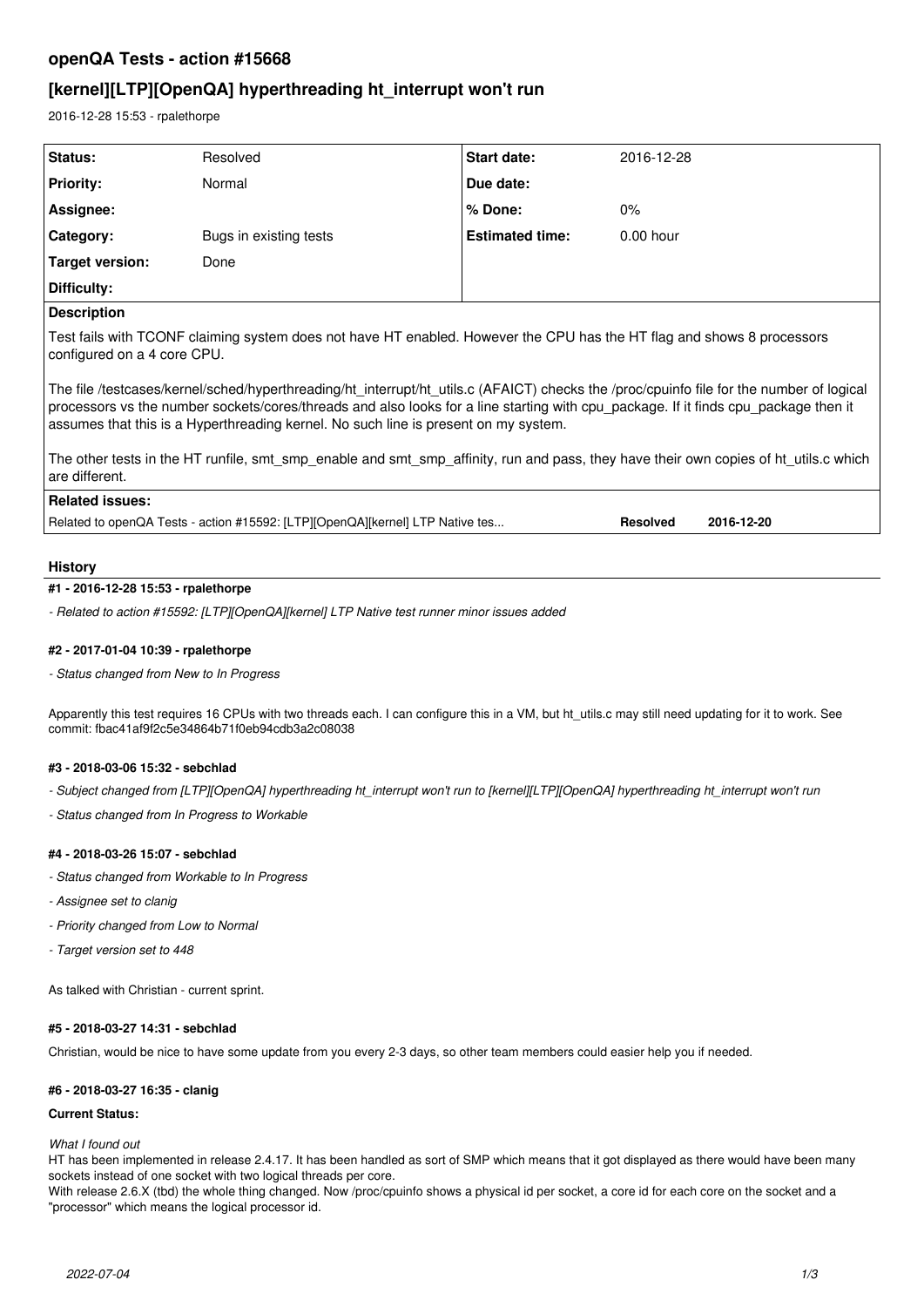# openQA Tests - action #15668

## [kernel][LTP][OpenQA] hyperthreading ht_interrupt won't run

2016-12-28 15:53 - rpalethorpe

| Status: | Resolved | Start date: | 2016-12-28 |
|---|---|---|---|
| Priority: | Normal | Due date: | |
| Assignee: | | % Done: | 0% |
| Category: | Bugs in existing tests | Estimated time: | 0.00 hour |
| Target version: | Done | | |
| Difficulty: | | | |

**Description**

Test fails with TCONF claiming system does not have HT enabled. However the CPU has the HT flag and shows 8 processors configured on a 4 core CPU.

The file /testcases/kernel/sched/hyperthreading/ht_interrupt/ht_utils.c (AFAICT) checks the /proc/cpuinfo file for the number of logical processors vs the number sockets/cores/threads and also looks for a line starting with cpu_package. If it finds cpu_package then it assumes that this is a Hyperthreading kernel. No such line is present on my system.

The other tests in the HT runfile, smt_smp_enable and smt_smp_affinity, run and pass, they have their own copies of ht_utils.c which are different.

**Related issues:**

| Related to openQA Tests - action #15592: [LTP][OpenQA][kernel] LTP Native tes... | Resolved | 2016-12-20 |
|---|---|---|

## History

### #1 - 2016-12-28 15:53 - rpalethorpe

*- Related to action #15592: [LTP][OpenQA][kernel] LTP Native test runner minor issues added*

### #2 - 2017-01-04 10:39 - rpalethorpe

*- Status changed from New to In Progress*

Apparently this test requires 16 CPUs with two threads each. I can configure this in a VM, but ht_utils.c may still need updating for it to work. See commit: fbac41af9f2c5e34864b71f0eb94cdb3a2c08038

### #3 - 2018-03-06 15:32 - sebchlad

*- Subject changed from [LTP][OpenQA] hyperthreading ht_interrupt won't run to [kernel][LTP][OpenQA] hyperthreading ht_interrupt won't run*

*- Status changed from In Progress to Workable*

### #4 - 2018-03-26 15:07 - sebchlad

*- Status changed from Workable to In Progress*

*- Assignee set to clanig*

*- Priority changed from Low to Normal*

*- Target version set to 448*

As talked with Christian - current sprint.

### #5 - 2018-03-27 14:31 - sebchlad

Christian, would be nice to have some update from you every 2-3 days, so other team members could easier help you if needed.

### #6 - 2018-03-27 16:35 - clanig

**Current Status:**

*What I found out*
HT has been implemented in release 2.4.17. It has been handled as sort of SMP which means that it got displayed as there would have been many sockets instead of one socket with two logical threads per core.
With release 2.6.X (tbd) the whole thing changed. Now /proc/cpuinfo shows a physical id per socket, a core id for each core on the socket and a "processor" which means the logical processor id.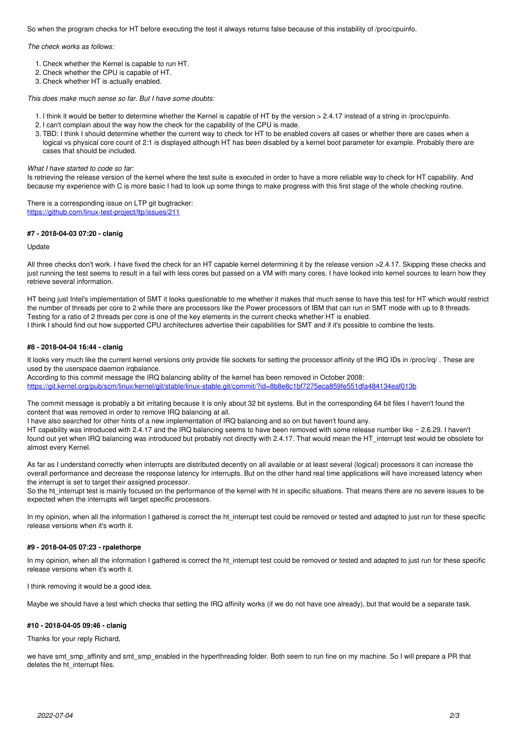So when the program checks for HT before executing the test it always returns false because of this instability of /proc/cpuinfo.

*The check works as follows:*

1. Check whether the Kernel is capable to run HT.
2. Check whether the CPU is capable of HT.
3. Check whether HT is actually enabled.

*This does make much sense so far. But I have some doubts:*

1. I think it would be better to determine whether the Kernel is capable of HT by the version > 2.4.17 instead of a string in /proc/cpuinfo.
2. I can't complain about the way how the check for the capability of the CPU is made.
3. TBD: I think I should determine whether the current way to check for HT to be enabled covers all cases or whether there are cases when a logical vs physical core count of 2:1 is displayed although HT has been disabled by a kernel boot parameter for example. Probably there are cases that should be included.

*What I have started to code so far:*
Is retrieving the release version of the kernel where the test suite is executed in order to have a more reliable way to check for HT capability. And because my experience with C is more basic I had to look up some things to make progress with this first stage of the whole checking routine.

There is a corresponding issue on LTP git bugtracker:
https://github.com/linux-test-project/ltp/issues/211

#### #7 - 2018-04-03 07:20 - clanig

Update

All three checks don't work. I have fixed the check for an HT capable kernel determining it by the release version >2.4.17. Skipping these checks and just running the test seems to result in a fail with less cores but passed on a VM with many cores. I have looked into kernel sources to learn how they retrieve several information.

HT being just Intel's implementation of SMT it looks questionable to me whether it makes that much sense to have this test for HT which would restrict the number of threads per core to 2 while there are processors like the Power processors of IBM that can run in SMT mode with up to 8 threads. Testing for a ratio of 2 threads per core is one of the key elements in the current checks whether HT is enabled.
I think I should find out how supported CPU architectures advertise their capabilities for SMT and if it's possible to combine the tests.

#### #8 - 2018-04-04 16:44 - clanig

It looks very much like the current kernel versions only provide file sockets for setting the processor affinity of the IRQ IDs in /proc/irq/ . These are used by the userspace daemon irqbalance.
According to this commit message the IRQ balancing ability of the kernel has been removed in October 2008:
https://git.kernel.org/pub/scm/linux/kernel/git/stable/linux-stable.git/commit/?id=8b8e8c1bf7275eca859fe551dfa484134eaf013b

The commit message is probably a bit irritating because it is only about 32 bit systems. But in the corresponding 64 bit files I haven't found the content that was removed in order to remove IRQ balancing at all.
I have also searched for other hints of a new implementation of IRQ balancing and so on but haven't found any.
HT capability was introduced with 2.4.17 and the IRQ balancing seems to have been removed with some release number like ~ 2.6.29. I haven't found out yet when IRQ balancing was introduced but probably not directly with 2.4.17. That would mean the HT_interrupt test would be obsolete for almost every Kernel.

As far as I understand correctly when interrupts are distributed decently on all available or at least several (logical) processors it can increase the overall performance and decrease the response latency for interrupts. But on the other hand real time applications will have increased latency when the interrupt is set to target their assigned processor.
So the ht_interrupt test is mainly focused on the performance of the kernel with ht in specific situations. That means there are no severe issues to be expected when the interrupts will target specific processors.

In my opinion, when all the information I gathered is correct the ht_interrupt test could be removed or tested and adapted to just run for these specific release versions when it's worth it.

#### #9 - 2018-04-05 07:23 - rpalethorpe

In my opinion, when all the information I gathered is correct the ht_interrupt test could be removed or tested and adapted to just run for these specific release versions when it's worth it.

I think removing it would be a good idea.

Maybe we should have a test which checks that setting the IRQ affinity works (if we do not have one already), but that would be a separate task.

#### #10 - 2018-04-05 09:46 - clanig

Thanks for your reply Richard,

we have smt_smp_affinity and smt_smp_enabled in the hyperthreading folder. Both seem to run fine on my machine. So I will prepare a PR that deletes the ht_interrupt files.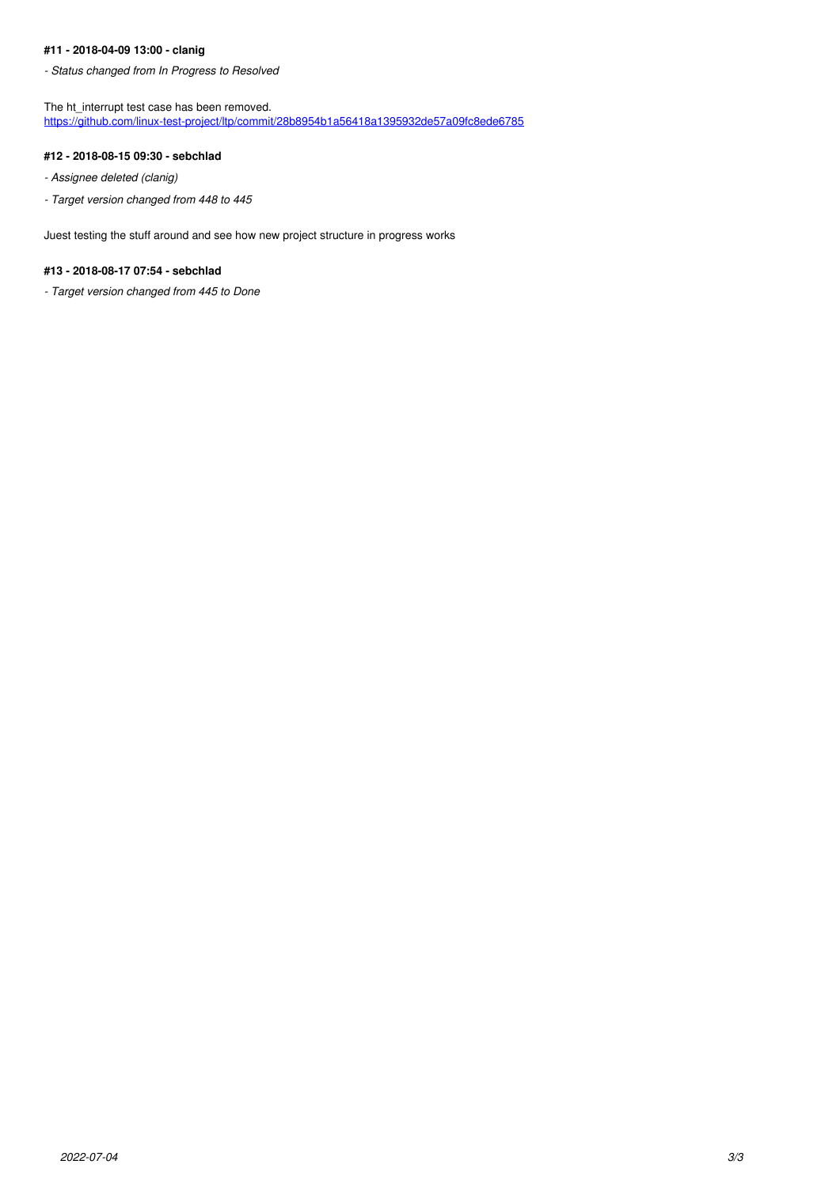#### #11 - 2018-04-09 13:00 - clanig

- *Status changed from In Progress to Resolved*

The ht_interrupt test case has been removed.
https://github.com/linux-test-project/ltp/commit/28b8954b1a56418a1395932de57a09fc8ede6785

#### #12 - 2018-08-15 09:30 - sebchlad

- *Assignee deleted (clanig)*
- *Target version changed from 448 to 445*

Juest testing the stuff around and see how new project structure in progress works

#### #13 - 2018-08-17 07:54 - sebchlad

- *Target version changed from 445 to Done*

2022-07-04